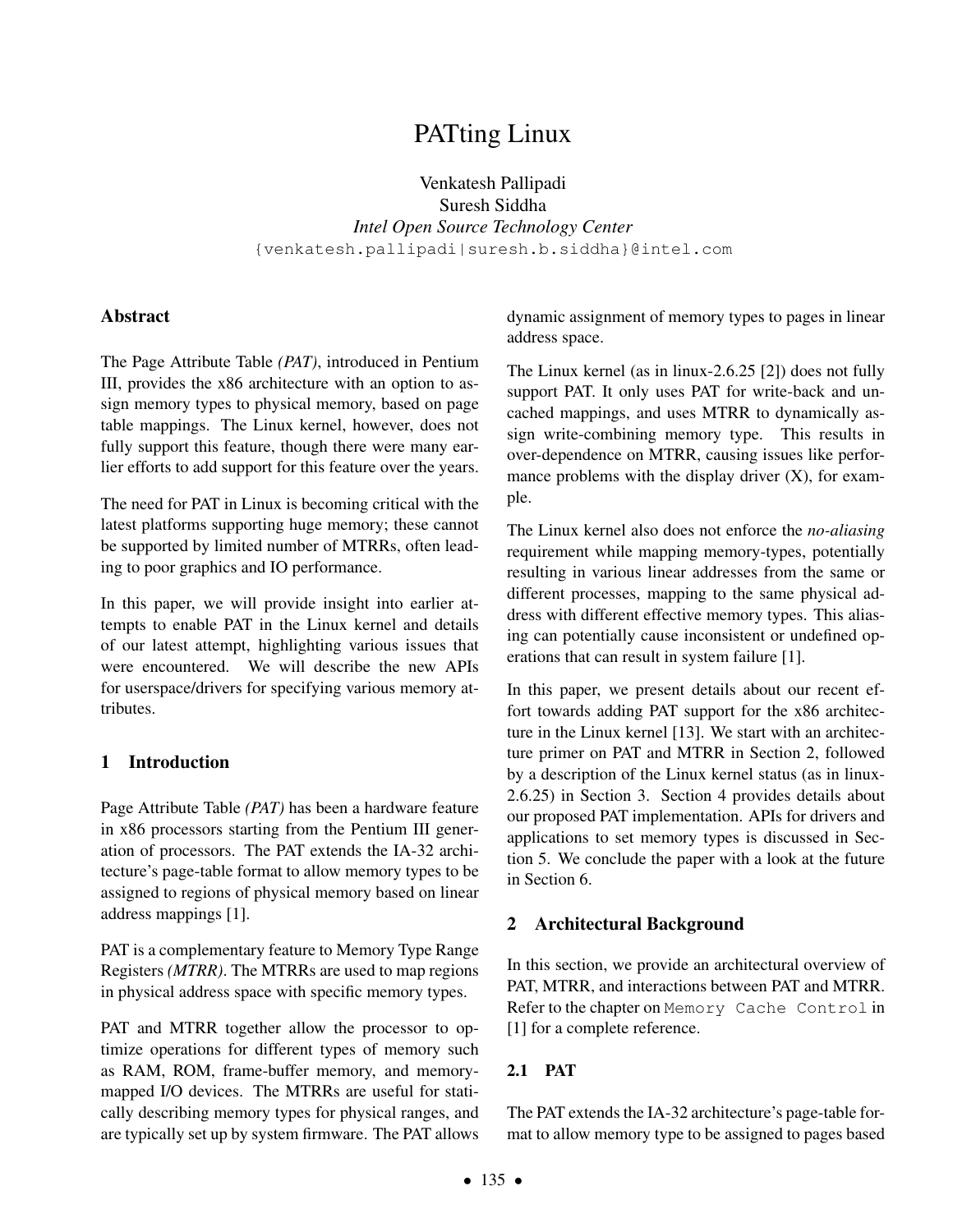# PATting Linux

Venkatesh Pallipadi
Suresh Siddha
*Intel Open Source Technology Center*
{venkatesh.pallipadi|suresh.b.siddha}@intel.com

## Abstract

The Page Attribute Table *(PAT)*, introduced in Pentium III, provides the x86 architecture with an option to assign memory types to physical memory, based on page table mappings. The Linux kernel, however, does not fully support this feature, though there were many earlier efforts to add support for this feature over the years.

The need for PAT in Linux is becoming critical with the latest platforms supporting huge memory; these cannot be supported by limited number of MTRRs, often leading to poor graphics and IO performance.

In this paper, we will provide insight into earlier attempts to enable PAT in the Linux kernel and details of our latest attempt, highlighting various issues that were encountered. We will describe the new APIs for userspace/drivers for specifying various memory attributes.

## 1 Introduction

Page Attribute Table *(PAT)* has been a hardware feature in x86 processors starting from the Pentium III generation of processors. The PAT extends the IA-32 architecture's page-table format to allow memory types to be assigned to regions of physical memory based on linear address mappings [1].

PAT is a complementary feature to Memory Type Range Registers *(MTRR)*. The MTRRs are used to map regions in physical address space with specific memory types.

PAT and MTRR together allow the processor to optimize operations for different types of memory such as RAM, ROM, frame-buffer memory, and memory-mapped I/O devices. The MTRRs are useful for statically describing memory types for physical ranges, and are typically set up by system firmware. The PAT allows dynamic assignment of memory types to pages in linear address space.

The Linux kernel (as in linux-2.6.25 [2]) does not fully support PAT. It only uses PAT for write-back and uncached mappings, and uses MTRR to dynamically assign write-combining memory type. This results in over-dependence on MTRR, causing issues like performance problems with the display driver (X), for example.

The Linux kernel also does not enforce the *no-aliasing* requirement while mapping memory-types, potentially resulting in various linear addresses from the same or different processes, mapping to the same physical address with different effective memory types. This aliasing can potentially cause inconsistent or undefined operations that can result in system failure [1].

In this paper, we present details about our recent effort towards adding PAT support for the x86 architecture in the Linux kernel [13]. We start with an architecture primer on PAT and MTRR in Section 2, followed by a description of the Linux kernel status (as in linux-2.6.25) in Section 3. Section 4 provides details about our proposed PAT implementation. APIs for drivers and applications to set memory types is discussed in Section 5. We conclude the paper with a look at the future in Section 6.

## 2 Architectural Background

In this section, we provide an architectural overview of PAT, MTRR, and interactions between PAT and MTRR. Refer to the chapter on `Memory Cache Control` in [1] for a complete reference.

### 2.1 PAT

The PAT extends the IA-32 architecture's page-table format to allow memory type to be assigned to pages based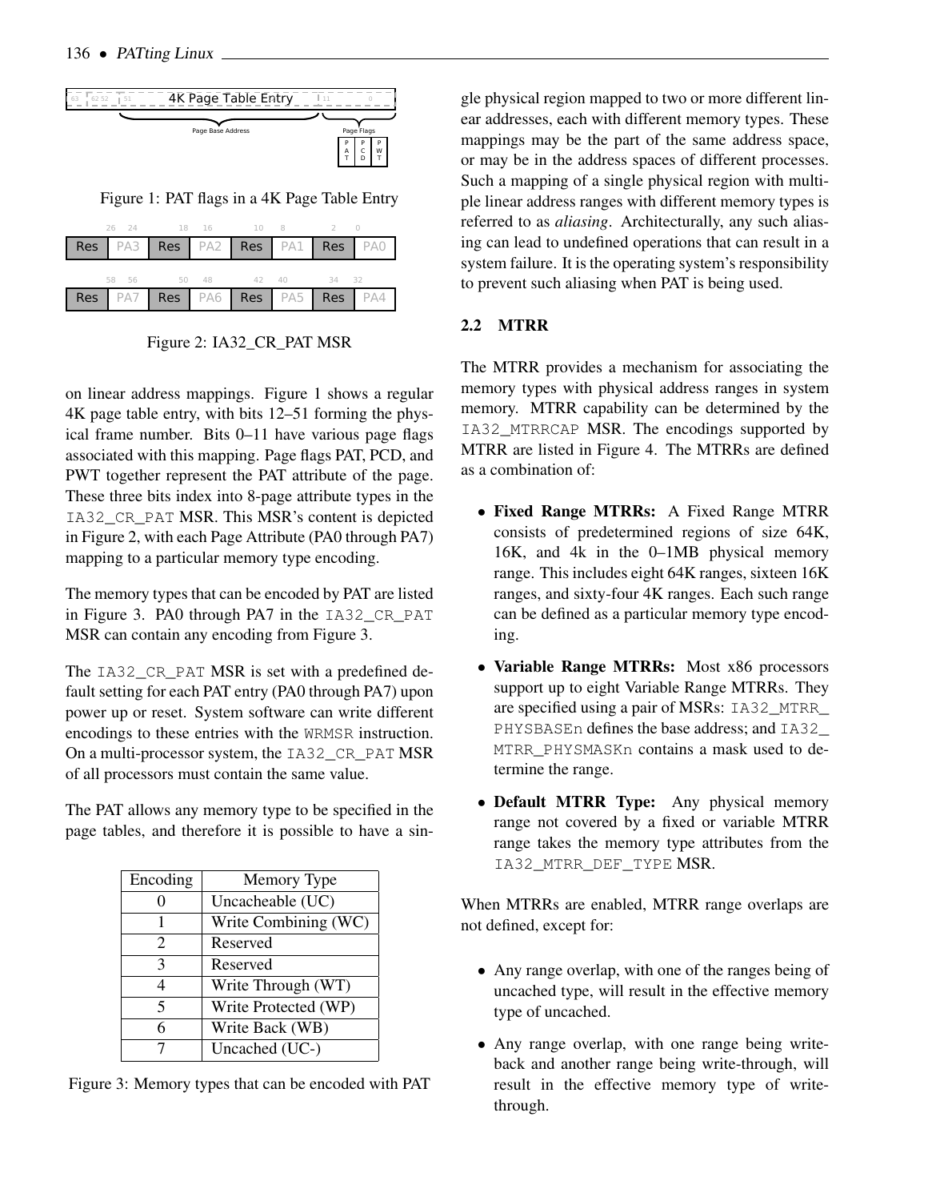Figure 1: PAT flags in a 4K Page Table Entry

Figure 2: IA32_CR_PAT MSR

on linear address mappings. Figure 1 shows a regular 4K page table entry, with bits 12–51 forming the physical frame number. Bits 0–11 have various page flags associated with this mapping. Page flags PAT, PCD, and PWT together represent the PAT attribute of the page. These three bits index into 8-page attribute types in the IA32_CR_PAT MSR. This MSR's content is depicted in Figure 2, with each Page Attribute (PA0 through PA7) mapping to a particular memory type encoding.

The memory types that can be encoded by PAT are listed in Figure 3. PA0 through PA7 in the IA32_CR_PAT MSR can contain any encoding from Figure 3.

The IA32_CR_PAT MSR is set with a predefined default setting for each PAT entry (PA0 through PA7) upon power up or reset. System software can write different encodings to these entries with the WRMSR instruction. On a multi-processor system, the IA32_CR_PAT MSR of all processors must contain the same value.

The PAT allows any memory type to be specified in the page tables, and therefore it is possible to have a single physical region mapped to two or more different linear addresses, each with different memory types. These mappings may be the part of the same address space, or may be in the address spaces of different processes. Such a mapping of a single physical region with multiple linear address ranges with different memory types is referred to as *aliasing*. Architecturally, any such aliasing can lead to undefined operations that can result in a system failure. It is the operating system's responsibility to prevent such aliasing when PAT is being used.

| Encoding | Memory Type |
|---|---|
| 0 | Uncacheable (UC) |
| 1 | Write Combining (WC) |
| 2 | Reserved |
| 3 | Reserved |
| 4 | Write Through (WT) |
| 5 | Write Protected (WP) |
| 6 | Write Back (WB) |
| 7 | Uncached (UC-) |

Figure 3: Memory types that can be encoded with PAT

## 2.2 MTRR

The MTRR provides a mechanism for associating the memory types with physical address ranges in system memory. MTRR capability can be determined by the IA32_MTRRCAP MSR. The encodings supported by MTRR are listed in Figure 4. The MTRRs are defined as a combination of:

- **Fixed Range MTRRs:** A Fixed Range MTRR consists of predetermined regions of size 64K, 16K, and 4k in the 0–1MB physical memory range. This includes eight 64K ranges, sixteen 16K ranges, and sixty-four 4K ranges. Each such range can be defined as a particular memory type encoding.
- **Variable Range MTRRs:** Most x86 processors support up to eight Variable Range MTRRs. They are specified using a pair of MSRs: IA32_MTRR_PHYSBASEn defines the base address; and IA32_MTRR_PHYSMASKn contains a mask used to determine the range.
- **Default MTRR Type:** Any physical memory range not covered by a fixed or variable MTRR range takes the memory type attributes from the IA32_MTRR_DEF_TYPE MSR.

When MTRRs are enabled, MTRR range overlaps are not defined, except for:

- Any range overlap, with one of the ranges being of uncached type, will result in the effective memory type of uncached.
- Any range overlap, with one range being write-back and another range being write-through, will result in the effective memory type of write-through.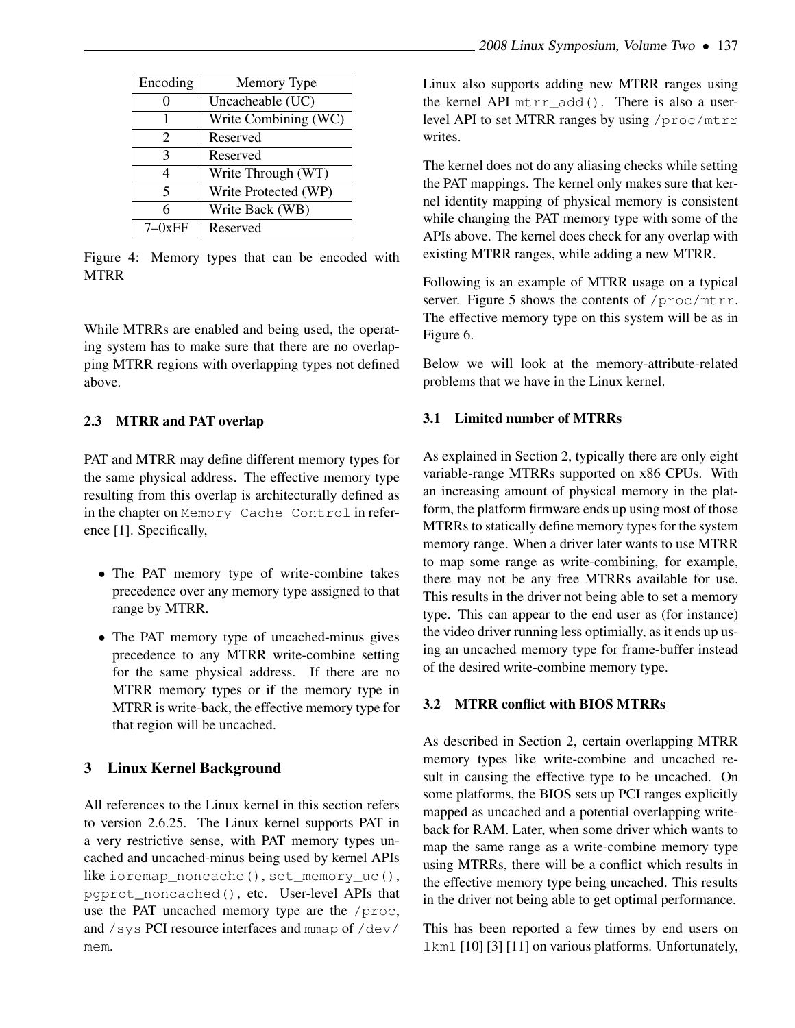| Encoding | Memory Type |
|---|---|
| 0 | Uncacheable (UC) |
| 1 | Write Combining (WC) |
| 2 | Reserved |
| 3 | Reserved |
| 4 | Write Through (WT) |
| 5 | Write Protected (WP) |
| 6 | Write Back (WB) |
| 7–0xFF | Reserved |

Figure 4: Memory types that can be encoded with MTRR

While MTRRs are enabled and being used, the operating system has to make sure that there are no overlapping MTRR regions with overlapping types not defined above.

### 2.3 MTRR and PAT overlap

PAT and MTRR may define different memory types for the same physical address. The effective memory type resulting from this overlap is architecturally defined as in the chapter on `Memory Cache Control` in reference [1]. Specifically,

- The PAT memory type of write-combine takes precedence over any memory type assigned to that range by MTRR.
- The PAT memory type of uncached-minus gives precedence to any MTRR write-combine setting for the same physical address. If there are no MTRR memory types or if the memory type in MTRR is write-back, the effective memory type for that region will be uncached.

## 3 Linux Kernel Background

All references to the Linux kernel in this section refers to version 2.6.25. The Linux kernel supports PAT in a very restrictive sense, with PAT memory types uncached and uncached-minus being used by kernel APIs like `ioremap_noncache()`, `set_memory_uc()`, `pgprot_noncached()`, etc. User-level APIs that use the PAT uncached memory type are the `/proc`, and `/sys` PCI resource interfaces and `mmap` of `/dev/mem`.

Linux also supports adding new MTRR ranges using the kernel API `mtrr_add()`. There is also a user-level API to set MTRR ranges by using `/proc/mtrr` writes.

The kernel does not do any aliasing checks while setting the PAT mappings. The kernel only makes sure that kernel identity mapping of physical memory is consistent while changing the PAT memory type with some of the APIs above. The kernel does check for any overlap with existing MTRR ranges, while adding a new MTRR.

Following is an example of MTRR usage on a typical server. Figure 5 shows the contents of `/proc/mtrr`. The effective memory type on this system will be as in Figure 6.

Below we will look at the memory-attribute-related problems that we have in the Linux kernel.

### 3.1 Limited number of MTRRs

As explained in Section 2, typically there are only eight variable-range MTRRs supported on x86 CPUs. With an increasing amount of physical memory in the platform, the platform firmware ends up using most of those MTRRs to statically define memory types for the system memory range. When a driver later wants to use MTRR to map some range as write-combining, for example, there may not be any free MTRRs available for use. This results in the driver not being able to set a memory type. This can appear to the end user as (for instance) the video driver running less optimially, as it ends up using an uncached memory type for frame-buffer instead of the desired write-combine memory type.

### 3.2 MTRR conflict with BIOS MTRRs

As described in Section 2, certain overlapping MTRR memory types like write-combine and uncached result in causing the effective type to be uncached. On some platforms, the BIOS sets up PCI ranges explicitly mapped as uncached and a potential overlapping write-back for RAM. Later, when some driver which wants to map the same range as a write-combine memory type using MTRRs, there will be a conflict which results in the effective memory type being uncached. This results in the driver not being able to get optimal performance.

This has been reported a few times by end users on `lkml` [10] [3] [11] on various platforms. Unfortunately,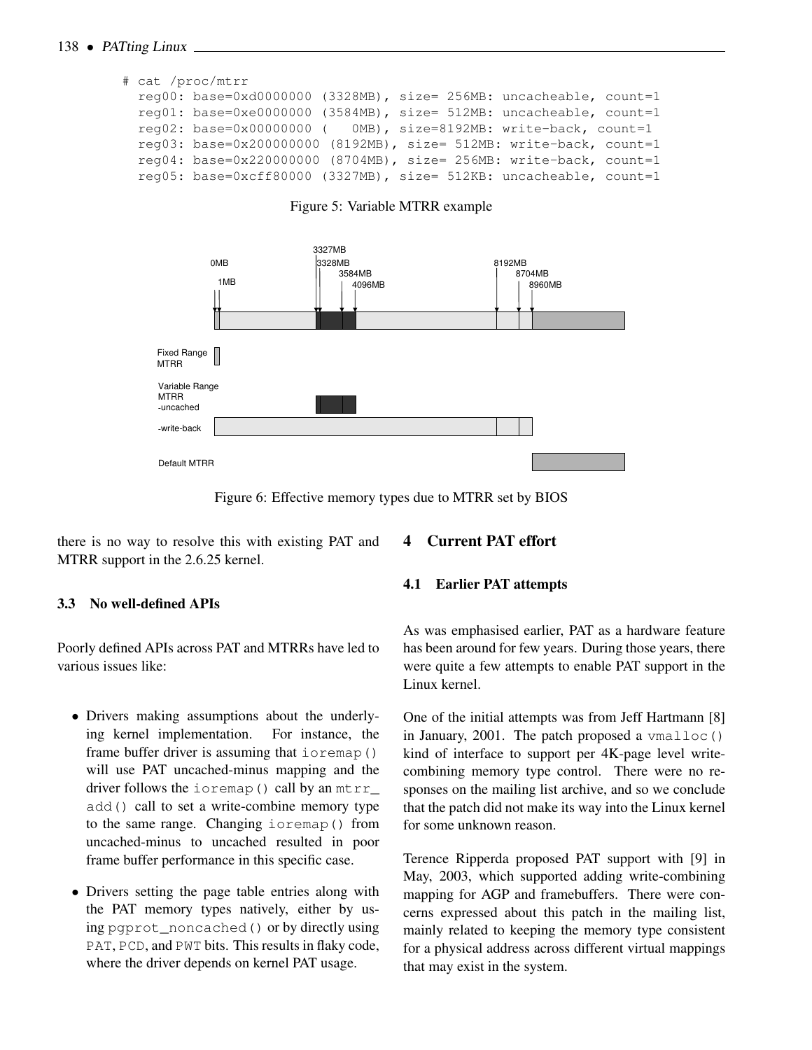```
# cat /proc/mtrr
  reg00: base=0xd0000000 (3328MB), size= 256MB: uncacheable, count=1
  reg01: base=0xe0000000 (3584MB), size= 512MB: uncacheable, count=1
  reg02: base=0x00000000 (   0MB), size=8192MB: write-back, count=1
  reg03: base=0x200000000 (8192MB), size= 512MB: write-back, count=1
  reg04: base=0x220000000 (8704MB), size= 256MB: write-back, count=1
  reg05: base=0xcff80000 (3327MB), size= 512KB: uncacheable, count=1
```

Figure 5: Variable MTRR example

Figure 6: Effective memory types due to MTRR set by BIOS

there is no way to resolve this with existing PAT and MTRR support in the 2.6.25 kernel.

### 3.3 No well-defined APIs

Poorly defined APIs across PAT and MTRRs have led to various issues like:

- Drivers making assumptions about the underlying kernel implementation. For instance, the frame buffer driver is assuming that `ioremap()` will use PAT uncached-minus mapping and the driver follows the `ioremap()` call by an `mtrr_add()` call to set a write-combine memory type to the same range. Changing `ioremap()` from uncached-minus to uncached resulted in poor frame buffer performance in this specific case.

- Drivers setting the page table entries along with the PAT memory types natively, either by using `pgprot_noncached()` or by directly using `PAT`, `PCD`, and `PWT` bits. This results in flaky code, where the driver depends on kernel PAT usage.

## 4 Current PAT effort

### 4.1 Earlier PAT attempts

As was emphasised earlier, PAT as a hardware feature has been around for few years. During those years, there were quite a few attempts to enable PAT support in the Linux kernel.

One of the initial attempts was from Jeff Hartmann [8] in January, 2001. The patch proposed a `vmalloc()` kind of interface to support per 4K-page level write-combining memory type control. There were no responses on the mailing list archive, and so we conclude that the patch did not make its way into the Linux kernel for some unknown reason.

Terence Ripperda proposed PAT support with [9] in May, 2003, which supported adding write-combining mapping for AGP and framebuffers. There were concerns expressed about this patch in the mailing list, mainly related to keeping the memory type consistent for a physical address across different virtual mappings that may exist in the system.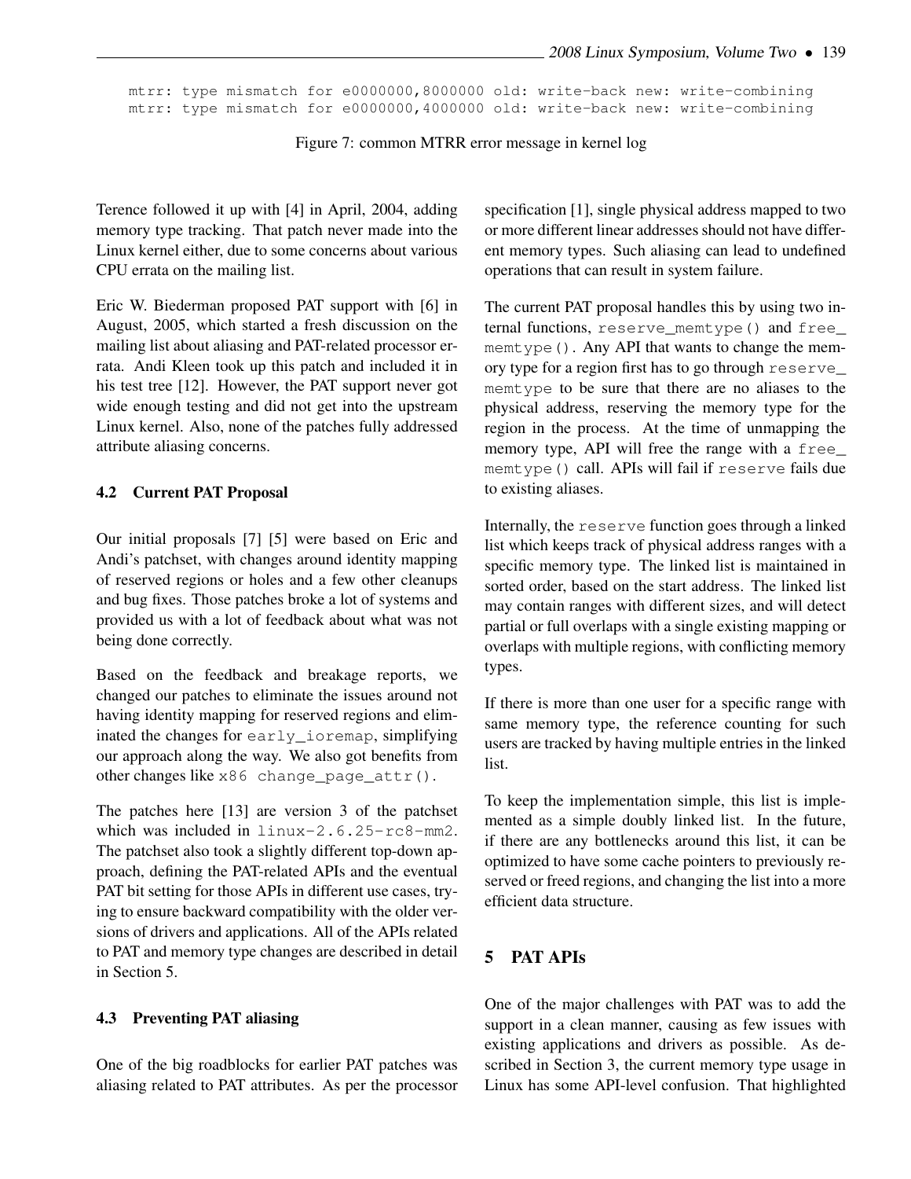```
mtrr: type mismatch for e0000000,8000000 old: write-back new: write-combining
mtrr: type mismatch for e0000000,4000000 old: write-back new: write-combining
```

Figure 7: common MTRR error message in kernel log

Terence followed it up with [4] in April, 2004, adding memory type tracking. That patch never made into the Linux kernel either, due to some concerns about various CPU errata on the mailing list.

Eric W. Biederman proposed PAT support with [6] in August, 2005, which started a fresh discussion on the mailing list about aliasing and PAT-related processor errata. Andi Kleen took up this patch and included it in his test tree [12]. However, the PAT support never got wide enough testing and did not get into the upstream Linux kernel. Also, none of the patches fully addressed attribute aliasing concerns.

### 4.2 Current PAT Proposal

Our initial proposals [7] [5] were based on Eric and Andi's patchset, with changes around identity mapping of reserved regions or holes and a few other cleanups and bug fixes. Those patches broke a lot of systems and provided us with a lot of feedback about what was not being done correctly.

Based on the feedback and breakage reports, we changed our patches to eliminate the issues around not having identity mapping for reserved regions and eliminated the changes for `early_ioremap`, simplifying our approach along the way. We also got benefits from other changes like `x86 change_page_attr()`.

The patches here [13] are version 3 of the patchset which was included in `linux-2.6.25-rc8-mm2`. The patchset also took a slightly different top-down approach, defining the PAT-related APIs and the eventual PAT bit setting for those APIs in different use cases, trying to ensure backward compatibility with the older versions of drivers and applications. All of the APIs related to PAT and memory type changes are described in detail in Section 5.

### 4.3 Preventing PAT aliasing

One of the big roadblocks for earlier PAT patches was aliasing related to PAT attributes. As per the processor specification [1], single physical address mapped to two or more different linear addresses should not have different memory types. Such aliasing can lead to undefined operations that can result in system failure.

The current PAT proposal handles this by using two internal functions, `reserve_memtype()` and `free_memtype()`. Any API that wants to change the memory type for a region first has to go through `reserve_memtype` to be sure that there are no aliases to the physical address, reserving the memory type for the region in the process. At the time of unmapping the memory type, API will free the range with a `free_memtype()` call. APIs will fail if `reserve` fails due to existing aliases.

Internally, the `reserve` function goes through a linked list which keeps track of physical address ranges with a specific memory type. The linked list is maintained in sorted order, based on the start address. The linked list may contain ranges with different sizes, and will detect partial or full overlaps with a single existing mapping or overlaps with multiple regions, with conflicting memory types.

If there is more than one user for a specific range with same memory type, the reference counting for such users are tracked by having multiple entries in the linked list.

To keep the implementation simple, this list is implemented as a simple doubly linked list. In the future, if there are any bottlenecks around this list, it can be optimized to have some cache pointers to previously reserved or freed regions, and changing the list into a more efficient data structure.

## 5 PAT APIs

One of the major challenges with PAT was to add the support in a clean manner, causing as few issues with existing applications and drivers as possible. As described in Section 3, the current memory type usage in Linux has some API-level confusion. That highlighted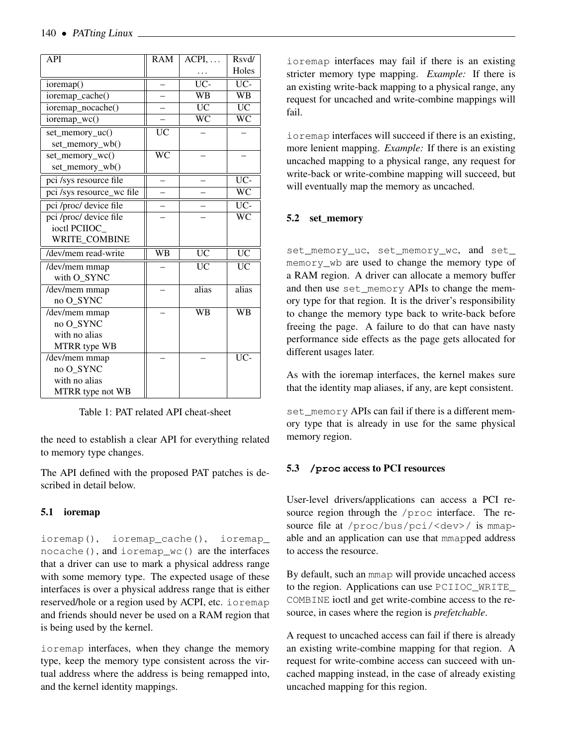| API | RAM | ACPI, ... ... | Rsvd/ Holes |
|---|---|---|---|
| ioremap() | – | UC- | UC- |
| ioremap_cache() | – | WB | WB |
| ioremap_nocache() | – | UC | UC |
| ioremap_wc() | – | WC | WC |
| set_memory_uc() set_memory_wb() | UC | – | – |
| set_memory_wc() set_memory_wb() | WC | – | – |
| pci /sys resource file | – | – | UC- |
| pci /sys resource_wc file | – | – | WC |
| pci /proc/ device file | – | – | UC- |
| pci /proc/ device file ioctl PCIIOC_ WRITE_COMBINE | – | – | WC |
| /dev/mem read-write | WB | UC | UC |
| /dev/mem mmap with O_SYNC | – | UC | UC |
| /dev/mem mmap no O_SYNC | – | alias | alias |
| /dev/mem mmap no O_SYNC with no alias MTRR type WB | – | WB | WB |
| /dev/mem mmap no O_SYNC with no alias MTRR type not WB | – | – | UC- |

Table 1: PAT related API cheat-sheet

the need to establish a clear API for everything related to memory type changes.

The API defined with the proposed PAT patches is described in detail below.

### 5.1 ioremap

`ioremap()`, `ioremap_cache()`, `ioremap_nocache()`, and `ioremap_wc()` are the interfaces that a driver can use to mark a physical address range with some memory type. The expected usage of these interfaces is over a physical address range that is either reserved/hole or a region used by ACPI, etc. `ioremap` and friends should never be used on a RAM region that is being used by the kernel.

`ioremap` interfaces, when they change the memory type, keep the memory type consistent across the virtual address where the address is being remapped into, and the kernel identity mappings.

`ioremap` interfaces may fail if there is an existing stricter memory type mapping. *Example:* If there is an existing write-back mapping to a physical range, any request for uncached and write-combine mappings will fail.

`ioremap` interfaces will succeed if there is an existing, more lenient mapping. *Example:* If there is an existing uncached mapping to a physical range, any request for write-back or write-combine mapping will succeed, but will eventually map the memory as uncached.

### 5.2 set_memory

`set_memory_uc`, `set_memory_wc`, and `set_memory_wb` are used to change the memory type of a RAM region. A driver can allocate a memory buffer and then use `set_memory` APIs to change the memory type for that region. It is the driver's responsibility to change the memory type back to write-back before freeing the page. A failure to do that can have nasty performance side effects as the page gets allocated for different usages later.

As with the ioremap interfaces, the kernel makes sure that the identity map aliases, if any, are kept consistent.

`set_memory` APIs can fail if there is a different memory type that is already in use for the same physical memory region.

### 5.3 `/proc` access to PCI resources

User-level drivers/applications can access a PCI resource region through the `/proc` interface. The resource file at `/proc/bus/pci/<dev>/` is `mmap`-able and an application can use that `mmap`ped address to access the resource.

By default, such an `mmap` will provide uncached access to the region. Applications can use `PCIIOC_WRITE_COMBINE` ioctl and get write-combine access to the resource, in cases where the region is *prefetchable*.

A request to uncached access can fail if there is already an existing write-combine mapping for that region. A request for write-combine access can succeed with uncached mapping instead, in the case of already existing uncached mapping for this region.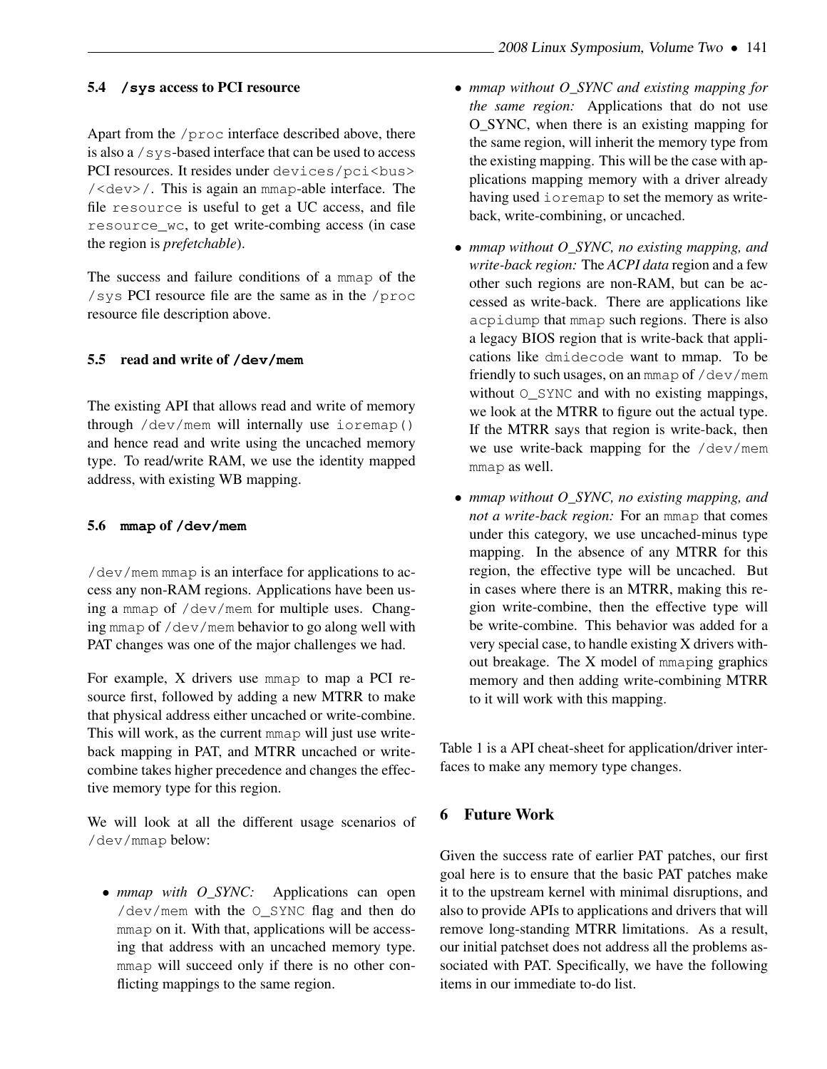### 5.4 /sys access to PCI resource

Apart from the /proc interface described above, there is also a /sys-based interface that can be used to access PCI resources. It resides under devices/pci<bus>/<dev>/. This is again an mmap-able interface. The file resource is useful to get a UC access, and file resource_wc, to get write-combing access (in case the region is *prefetchable*).

The success and failure conditions of a mmap of the /sys PCI resource file are the same as in the /proc resource file description above.

### 5.5 read and write of /dev/mem

The existing API that allows read and write of memory through /dev/mem will internally use ioremap() and hence read and write using the uncached memory type. To read/write RAM, we use the identity mapped address, with existing WB mapping.

### 5.6 mmap of /dev/mem

/dev/mem mmap is an interface for applications to access any non-RAM regions. Applications have been using a mmap of /dev/mem for multiple uses. Changing mmap of /dev/mem behavior to go along well with PAT changes was one of the major challenges we had.

For example, X drivers use mmap to map a PCI resource first, followed by adding a new MTRR to make that physical address either uncached or write-combine. This will work, as the current mmap will just use write-back mapping in PAT, and MTRR uncached or write-combine takes higher precedence and changes the effective memory type for this region.

We will look at all the different usage scenarios of /dev/mmap below:

- *mmap with O_SYNC:* Applications can open /dev/mem with the O_SYNC flag and then do mmap on it. With that, applications will be accessing that address with an uncached memory type. mmap will succeed only if there is no other conflicting mappings to the same region.
- *mmap without O_SYNC and existing mapping for the same region:* Applications that do not use O_SYNC, when there is an existing mapping for the same region, will inherit the memory type from the existing mapping. This will be the case with applications mapping memory with a driver already having used ioremap to set the memory as write-back, write-combining, or uncached.
- *mmap without O_SYNC, no existing mapping, and write-back region:* The *ACPI data* region and a few other such regions are non-RAM, but can be accessed as write-back. There are applications like acpidump that mmap such regions. There is also a legacy BIOS region that is write-back that applications like dmidecode want to mmap. To be friendly to such usages, on an mmap of /dev/mem without O_SYNC and with no existing mappings, we look at the MTRR to figure out the actual type. If the MTRR says that region is write-back, then we use write-back mapping for the /dev/mem mmap as well.
- *mmap without O_SYNC, no existing mapping, and not a write-back region:* For an mmap that comes under this category, we use uncached-minus type mapping. In the absence of any MTRR for this region, the effective type will be uncached. But in cases where there is an MTRR, making this region write-combine, then the effective type will be write-combine. This behavior was added for a very special case, to handle existing X drivers without breakage. The X model of mmaping graphics memory and then adding write-combining MTRR to it will work with this mapping.

Table 1 is a API cheat-sheet for application/driver interfaces to make any memory type changes.

## 6 Future Work

Given the success rate of earlier PAT patches, our first goal here is to ensure that the basic PAT patches make it to the upstream kernel with minimal disruptions, and also to provide APIs to applications and drivers that will remove long-standing MTRR limitations. As a result, our initial patchset does not address all the problems associated with PAT. Specifically, we have the following items in our immediate to-do list.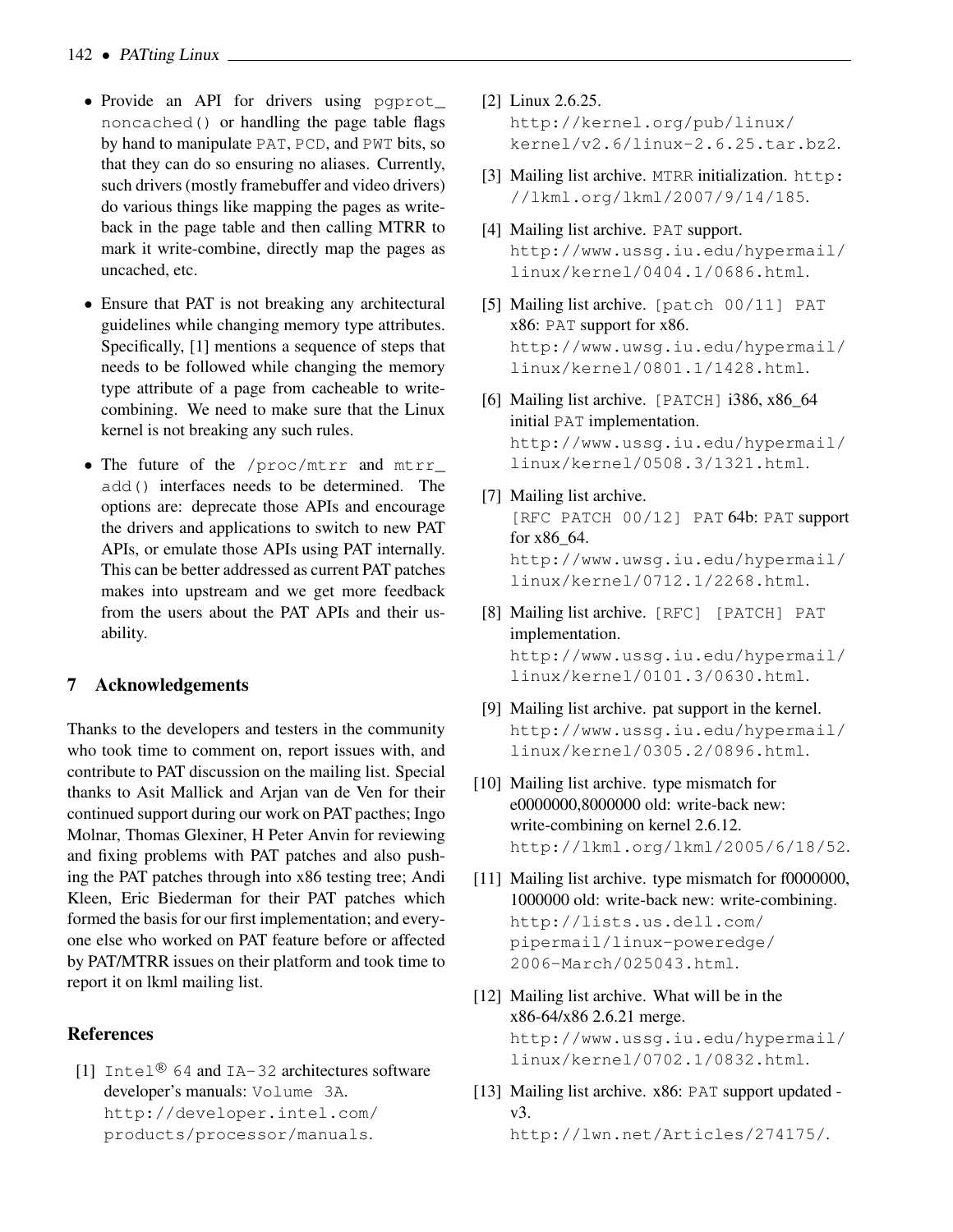- Provide an API for drivers using pgprot_noncached() or handling the page table flags by hand to manipulate PAT, PCD, and PWT bits, so that they can do so ensuring no aliases. Currently, such drivers (mostly framebuffer and video drivers) do various things like mapping the pages as write-back in the page table and then calling MTRR to mark it write-combine, directly map the pages as uncached, etc.

- Ensure that PAT is not breaking any architectural guidelines while changing memory type attributes. Specifically, [1] mentions a sequence of steps that needs to be followed while changing the memory type attribute of a page from cacheable to write-combining. We need to make sure that the Linux kernel is not breaking any such rules.

- The future of the /proc/mtrr and mtrr_add() interfaces needs to be determined. The options are: deprecate those APIs and encourage the drivers and applications to switch to new PAT APIs, or emulate those APIs using PAT internally. This can be better addressed as current PAT patches makes into upstream and we get more feedback from the users about the PAT APIs and their usability.

## 7 Acknowledgements

Thanks to the developers and testers in the community who took time to comment on, report issues with, and contribute to PAT discussion on the mailing list. Special thanks to Asit Mallick and Arjan van de Ven for their continued support during our work on PAT pacthes; Ingo Molnar, Thomas Glexiner, H Peter Anvin for reviewing and fixing problems with PAT patches and also pushing the PAT patches through into x86 testing tree; Andi Kleen, Eric Biederman for their PAT patches which formed the basis for our first implementation; and everyone else who worked on PAT feature before or affected by PAT/MTRR issues on their platform and took time to report it on lkml mailing list.

## References

[1] Intel® 64 and IA-32 architectures software developer's manuals: Volume 3A. http://developer.intel.com/products/processor/manuals.

[2] Linux 2.6.25. http://kernel.org/pub/linux/kernel/v2.6/linux-2.6.25.tar.bz2.

[3] Mailing list archive. MTRR initialization. http://lkml.org/lkml/2007/9/14/185.

[4] Mailing list archive. PAT support. http://www.ussg.iu.edu/hypermail/linux/kernel/0404.1/0686.html.

[5] Mailing list archive. [patch 00/11] PAT x86: PAT support for x86. http://www.uwsg.iu.edu/hypermail/linux/kernel/0801.1/1428.html.

[6] Mailing list archive. [PATCH] i386, x86_64 initial PAT implementation. http://www.ussg.iu.edu/hypermail/linux/kernel/0508.3/1321.html.

[7] Mailing list archive. [RFC PATCH 00/12] PAT 64b: PAT support for x86_64. http://www.uwsg.iu.edu/hypermail/linux/kernel/0712.1/2268.html.

[8] Mailing list archive. [RFC] [PATCH] PAT implementation. http://www.ussg.iu.edu/hypermail/linux/kernel/0101.3/0630.html.

[9] Mailing list archive. pat support in the kernel. http://www.ussg.iu.edu/hypermail/linux/kernel/0305.2/0896.html.

[10] Mailing list archive. type mismatch for e0000000,8000000 old: write-back new: write-combining on kernel 2.6.12. http://lkml.org/lkml/2005/6/18/52.

[11] Mailing list archive. type mismatch for f0000000, 1000000 old: write-back new: write-combining. http://lists.us.dell.com/pipermail/linux-poweredge/2006-March/025043.html.

[12] Mailing list archive. What will be in the x86-64/x86 2.6.21 merge. http://www.ussg.iu.edu/hypermail/linux/kernel/0702.1/0832.html.

[13] Mailing list archive. x86: PAT support updated - v3. http://lwn.net/Articles/274175/.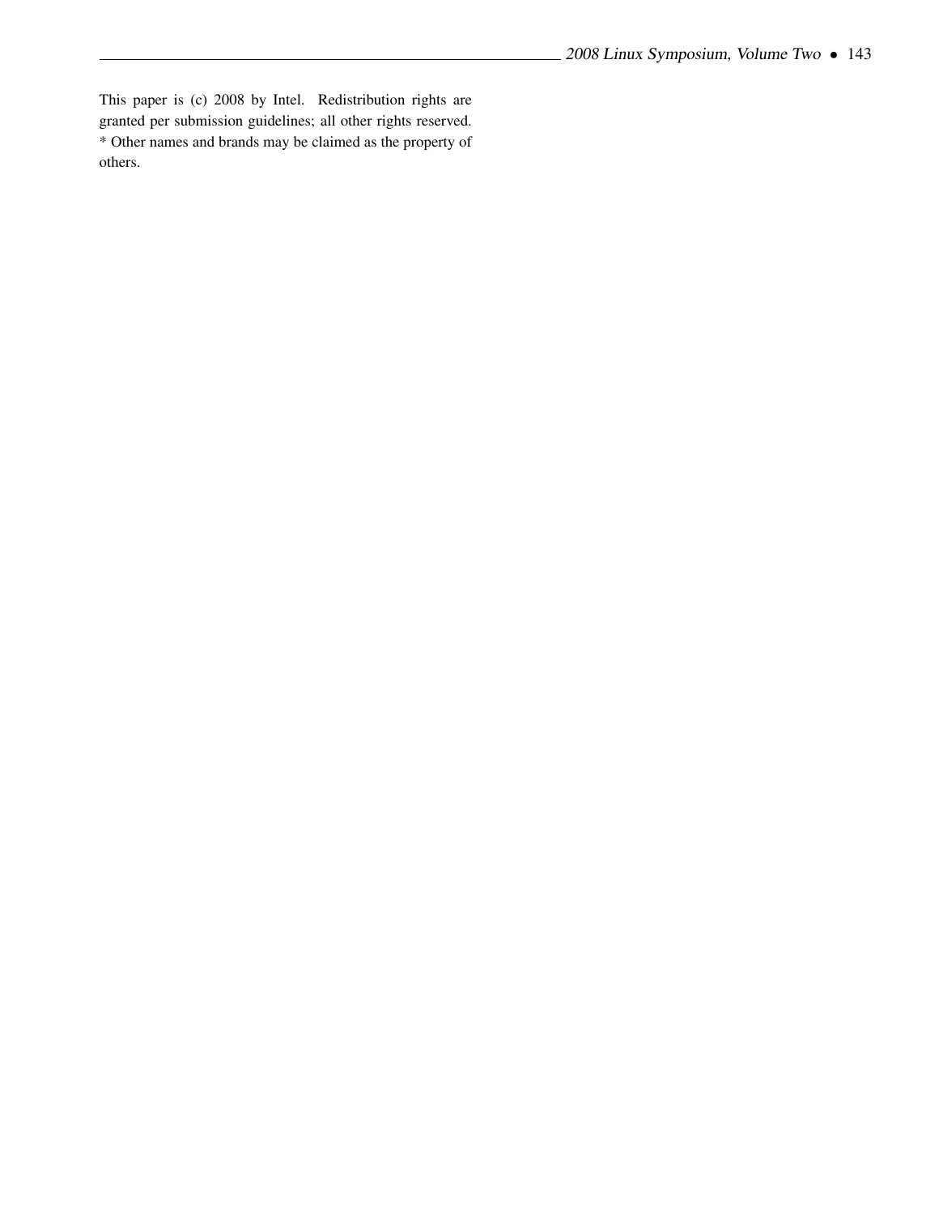This paper is (c) 2008 by Intel. Redistribution rights are granted per submission guidelines; all other rights reserved.
* Other names and brands may be claimed as the property of others.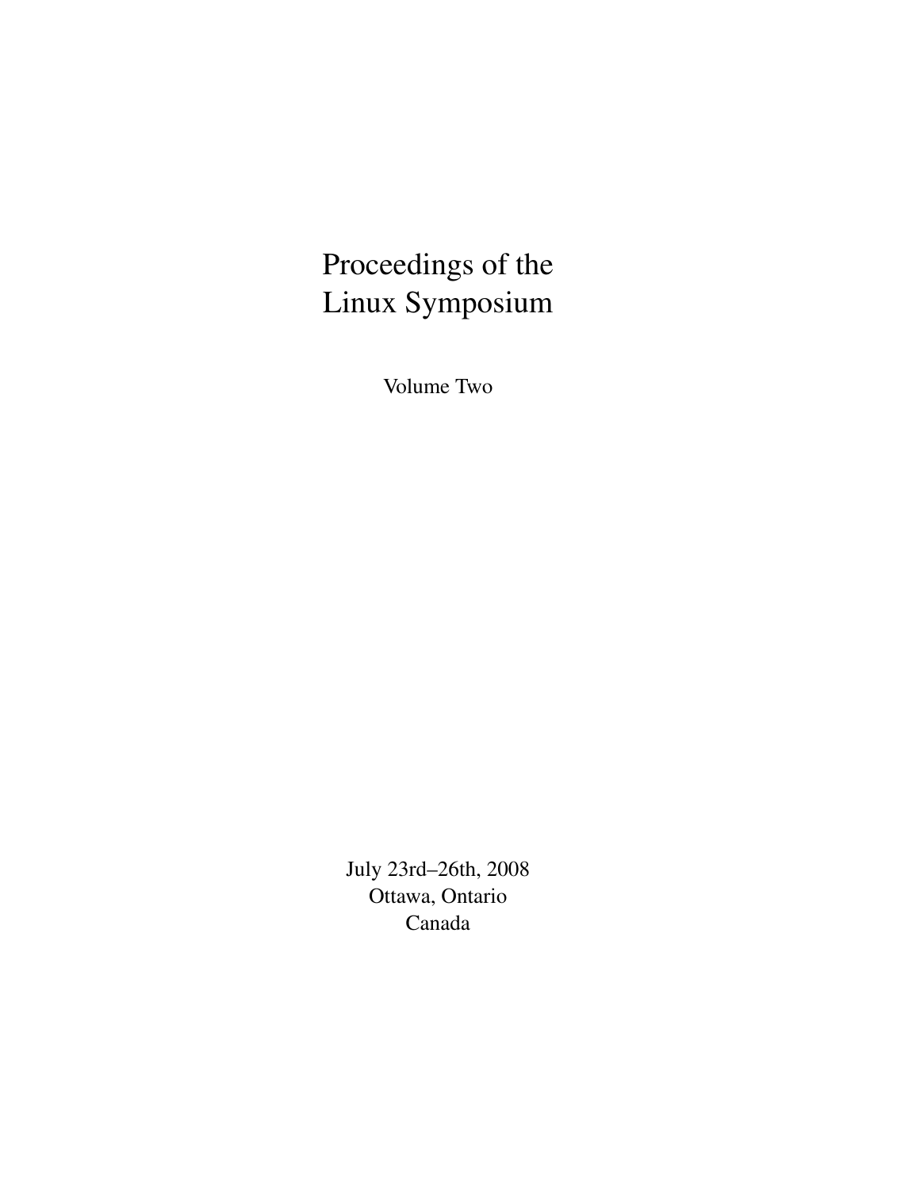# Proceedings of the Linux Symposium

Volume Two

July 23rd–26th, 2008
Ottawa, Ontario
Canada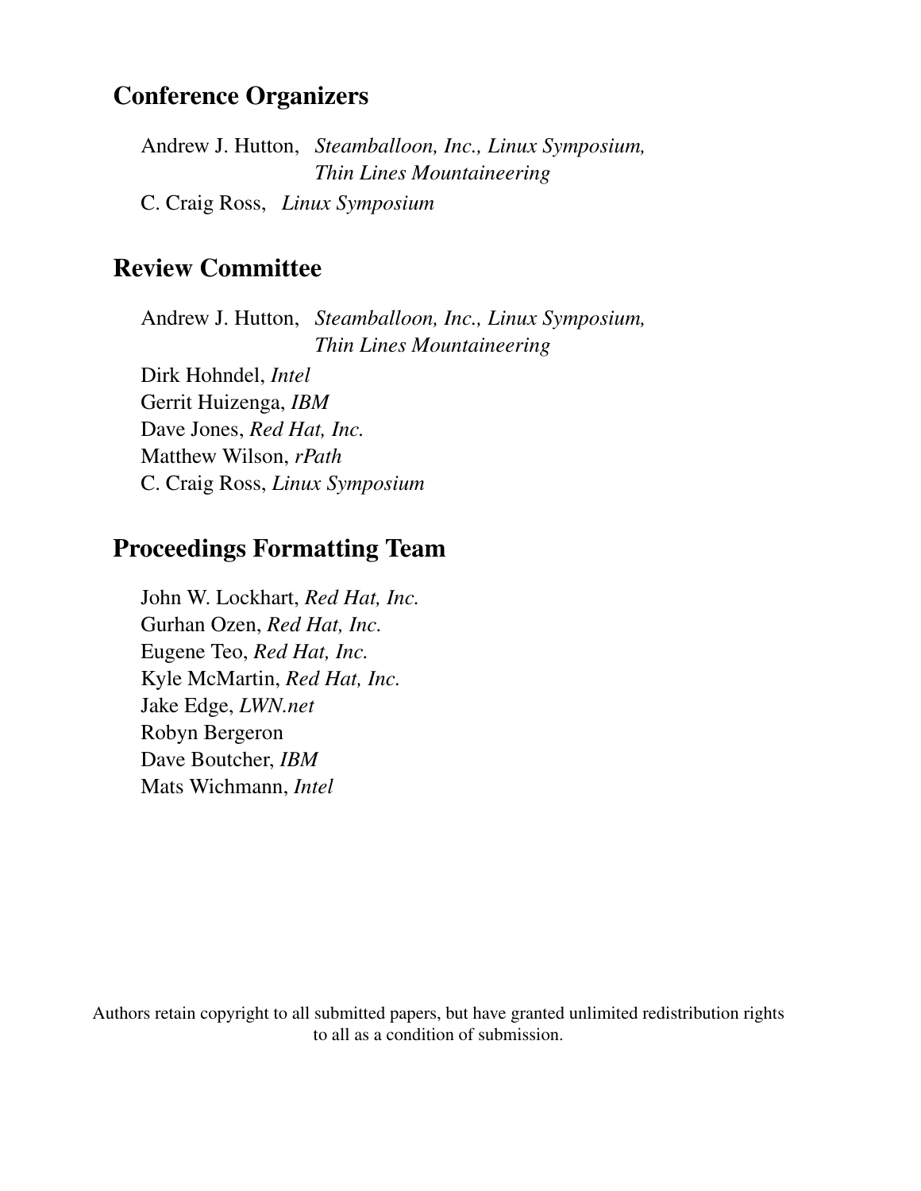## Conference Organizers

Andrew J. Hutton, *Steamballoon, Inc., Linux Symposium, Thin Lines Mountaineering*

C. Craig Ross, *Linux Symposium*

## Review Committee

Andrew J. Hutton, *Steamballoon, Inc., Linux Symposium, Thin Lines Mountaineering*

Dirk Hohndel, *Intel*
Gerrit Huizenga, *IBM*
Dave Jones, *Red Hat, Inc.*
Matthew Wilson, *rPath*
C. Craig Ross, *Linux Symposium*

## Proceedings Formatting Team

John W. Lockhart, *Red Hat, Inc.*
Gurhan Ozen, *Red Hat, Inc.*
Eugene Teo, *Red Hat, Inc.*
Kyle McMartin, *Red Hat, Inc.*
Jake Edge, *LWN.net*
Robyn Bergeron
Dave Boutcher, *IBM*
Mats Wichmann, *Intel*

Authors retain copyright to all submitted papers, but have granted unlimited redistribution rights to all as a condition of submission.